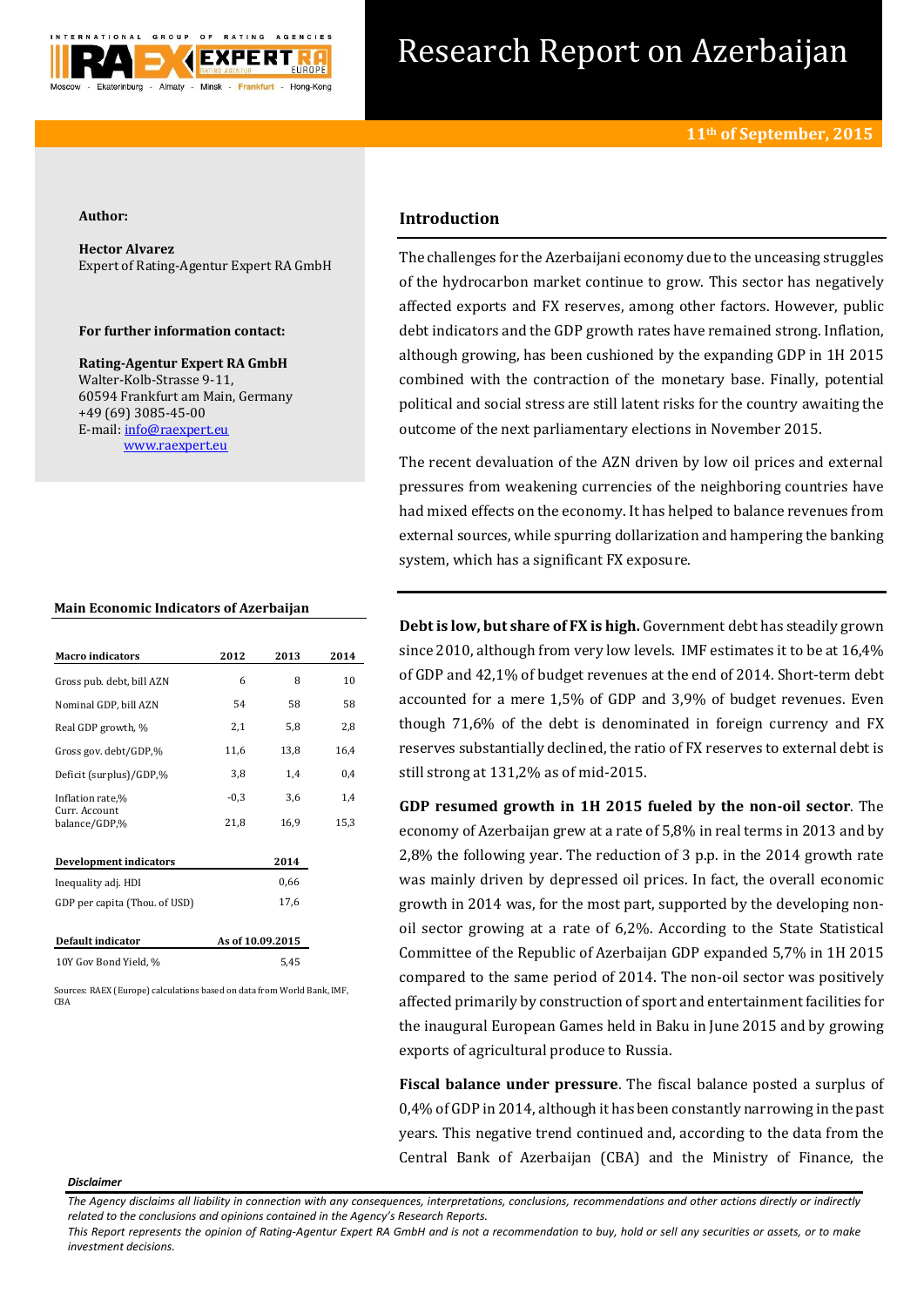# Research Report on Azerbaijan

**11th of September, 2015**

**Author:**

**Hector Alvarez**
Expert of Rating-Agentur Expert RA GmbH

**For further information contact:**

**Rating-Agentur Expert RA GmbH**
Walter-Kolb-Strasse 9-11,
60594 Frankfurt am Main, Germany
+49 (69) 3085-45-00
E-mail: info@raexpert.eu
www.raexpert.eu

## Introduction

The challenges for the Azerbaijani economy due to the unceasing struggles of the hydrocarbon market continue to grow. This sector has negatively affected exports and FX reserves, among other factors. However, public debt indicators and the GDP growth rates have remained strong. Inflation, although growing, has been cushioned by the expanding GDP in 1H 2015 combined with the contraction of the monetary base. Finally, potential political and social stress are still latent risks for the country awaiting the outcome of the next parliamentary elections in November 2015.

The recent devaluation of the AZN driven by low oil prices and external pressures from weakening currencies of the neighboring countries have had mixed effects on the economy. It has helped to balance revenues from external sources, while spurring dollarization and hampering the banking system, which has a significant FX exposure.

### Main Economic Indicators of Azerbaijan

| Macro indicators | 2012 | 2013 | 2014 |
|---|---|---|---|
| Gross pub. debt, bill AZN | 6 | 8 | 10 |
| Nominal GDP, bill AZN | 54 | 58 | 58 |
| Real GDP growth, % | 2,1 | 5,8 | 2,8 |
| Gross gov. debt/GDP,% | 11,6 | 13,8 | 16,4 |
| Deficit (surplus)/GDP,% | 3,8 | 1,4 | 0,4 |
| Inflation rate,% | -0,3 | 3,6 | 1,4 |
| Curr. Account balance/GDP,% | 21,8 | 16,9 | 15,3 |

| Development indicators | 2014 |
|---|---|
| Inequality adj. HDI | 0,66 |
| GDP per capita (Thou. of USD) | 17,6 |

| Default indicator | As of 10.09.2015 |
|---|---|
| 10Y Gov Bond Yield, % | 5,45 |

Sources: RAEX (Europe) calculations based on data from World Bank, IMF, CBA

**Debt is low, but share of FX is high.** Government debt has steadily grown since 2010, although from very low levels. IMF estimates it to be at 16,4% of GDP and 42,1% of budget revenues at the end of 2014. Short-term debt accounted for a mere 1,5% of GDP and 3,9% of budget revenues. Even though 71,6% of the debt is denominated in foreign currency and FX reserves substantially declined, the ratio of FX reserves to external debt is still strong at 131,2% as of mid-2015.

**GDP resumed growth in 1H 2015 fueled by the non-oil sector**. The economy of Azerbaijan grew at a rate of 5,8% in real terms in 2013 and by 2,8% the following year. The reduction of 3 p.p. in the 2014 growth rate was mainly driven by depressed oil prices. In fact, the overall economic growth in 2014 was, for the most part, supported by the developing non-oil sector growing at a rate of 6,2%. According to the State Statistical Committee of the Republic of Azerbaijan GDP expanded 5,7% in 1H 2015 compared to the same period of 2014. The non-oil sector was positively affected primarily by construction of sport and entertainment facilities for the inaugural European Games held in Baku in June 2015 and by growing exports of agricultural produce to Russia.

**Fiscal balance under pressure**. The fiscal balance posted a surplus of 0,4% of GDP in 2014, although it has been constantly narrowing in the past years. This negative trend continued and, according to the data from the Central Bank of Azerbaijan (CBA) and the Ministry of Finance, the

***Disclaimer***

*The Agency disclaims all liability in connection with any consequences, interpretations, conclusions, recommendations and other actions directly or indirectly related to the conclusions and opinions contained in the Agency's Research Reports.*
*This Report represents the opinion of Rating-Agentur Expert RA GmbH and is not a recommendation to buy, hold or sell any securities or assets, or to make investment decisions.*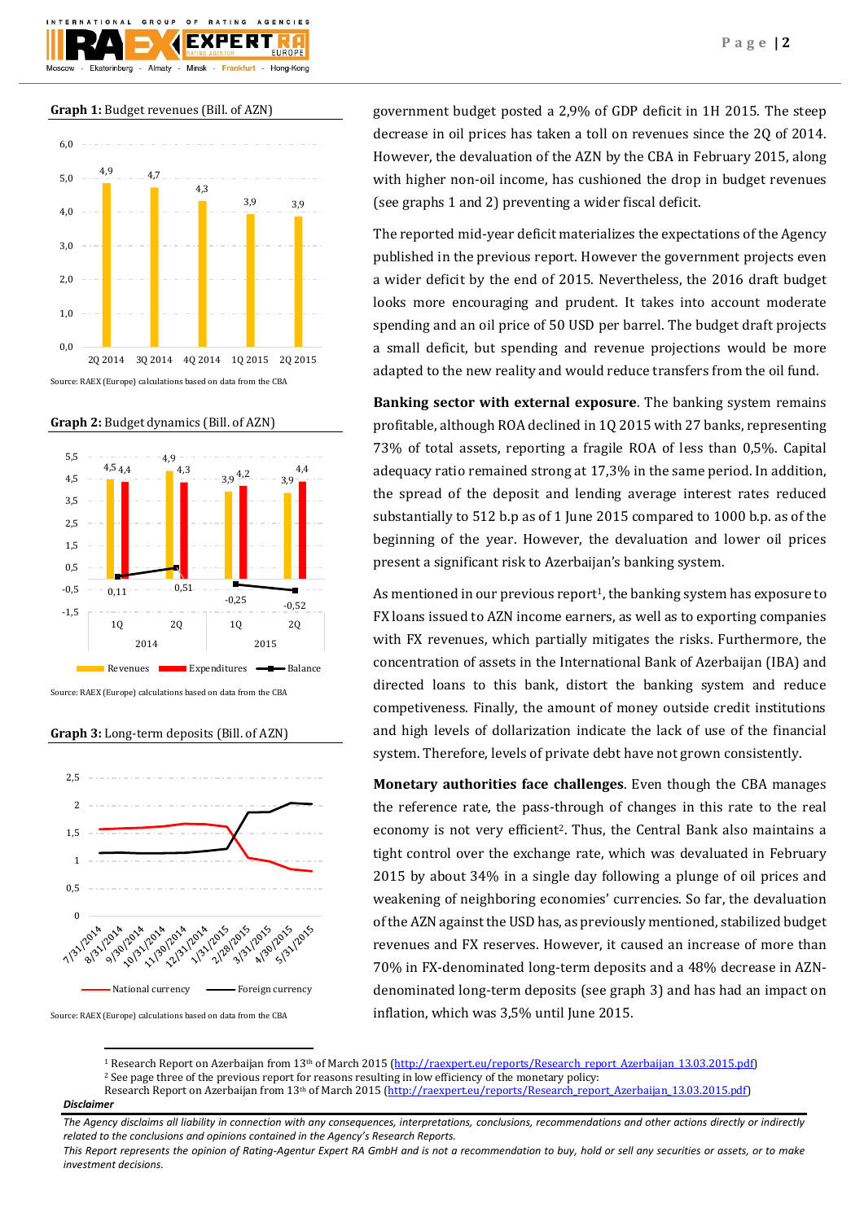**Graph 1:** Budget revenues (Bill. of AZN)

Source: RAEX (Europe) calculations based on data from the CBA

**Graph 2:** Budget dynamics (Bill. of AZN)

Source: RAEX (Europe) calculations based on data from the CBA

**Graph 3:** Long-term deposits (Bill. of AZN)

Source: RAEX (Europe) calculations based on data from the CBA

government budget posted a 2,9% of GDP deficit in 1H 2015. The steep decrease in oil prices has taken a toll on revenues since the 2Q of 2014. However, the devaluation of the AZN by the CBA in February 2015, along with higher non-oil income, has cushioned the drop in budget revenues (see graphs 1 and 2) preventing a wider fiscal deficit.

The reported mid-year deficit materializes the expectations of the Agency published in the previous report. However the government projects even a wider deficit by the end of 2015. Nevertheless, the 2016 draft budget looks more encouraging and prudent. It takes into account moderate spending and an oil price of 50 USD per barrel. The budget draft projects a small deficit, but spending and revenue projections would be more adapted to the new reality and would reduce transfers from the oil fund.

**Banking sector with external exposure**. The banking system remains profitable, although ROA declined in 1Q 2015 with 27 banks, representing 73% of total assets, reporting a fragile ROA of less than 0,5%. Capital adequacy ratio remained strong at 17,3% in the same period. In addition, the spread of the deposit and lending average interest rates reduced substantially to 512 b.p as of 1 June 2015 compared to 1000 b.p. as of the beginning of the year. However, the devaluation and lower oil prices present a significant risk to Azerbaijan's banking system.

As mentioned in our previous report[1], the banking system has exposure to FX loans issued to AZN income earners, as well as to exporting companies with FX revenues, which partially mitigates the risks. Furthermore, the concentration of assets in the International Bank of Azerbaijan (IBA) and directed loans to this bank, distort the banking system and reduce competiveness. Finally, the amount of money outside credit institutions and high levels of dollarization indicate the lack of use of the financial system. Therefore, levels of private debt have not grown consistently.

**Monetary authorities face challenges**. Even though the CBA manages the reference rate, the pass-through of changes in this rate to the real economy is not very efficient[2]. Thus, the Central Bank also maintains a tight control over the exchange rate, which was devaluated in February 2015 by about 34% in a single day following a plunge of oil prices and weakening of neighboring economies' currencies. So far, the devaluation of the AZN against the USD has, as previously mentioned, stabilized budget revenues and FX reserves. However, it caused an increase of more than 70% in FX-denominated long-term deposits and a 48% decrease in AZN-denominated long-term deposits (see graph 3) and has had an impact on inflation, which was 3,5% until June 2015.

[1] Research Report on Azerbaijan from 13th of March 2015 (http://raexpert.eu/reports/Research_report_Azerbaijan_13.03.2015.pdf)
[2] See page three of the previous report for reasons resulting in low efficiency of the monetary policy:
Research Report on Azerbaijan from 13th of March 2015 (http://raexpert.eu/reports/Research_report_Azerbaijan_13.03.2015.pdf)

***Disclaimer***

*The Agency disclaims all liability in connection with any consequences, interpretations, conclusions, recommendations and other actions directly or indirectly related to the conclusions and opinions contained in the Agency's Research Reports.*
*This Report represents the opinion of Rating-Agentur Expert RA GmbH and is not a recommendation to buy, hold or sell any securities or assets, or to make investment decisions.*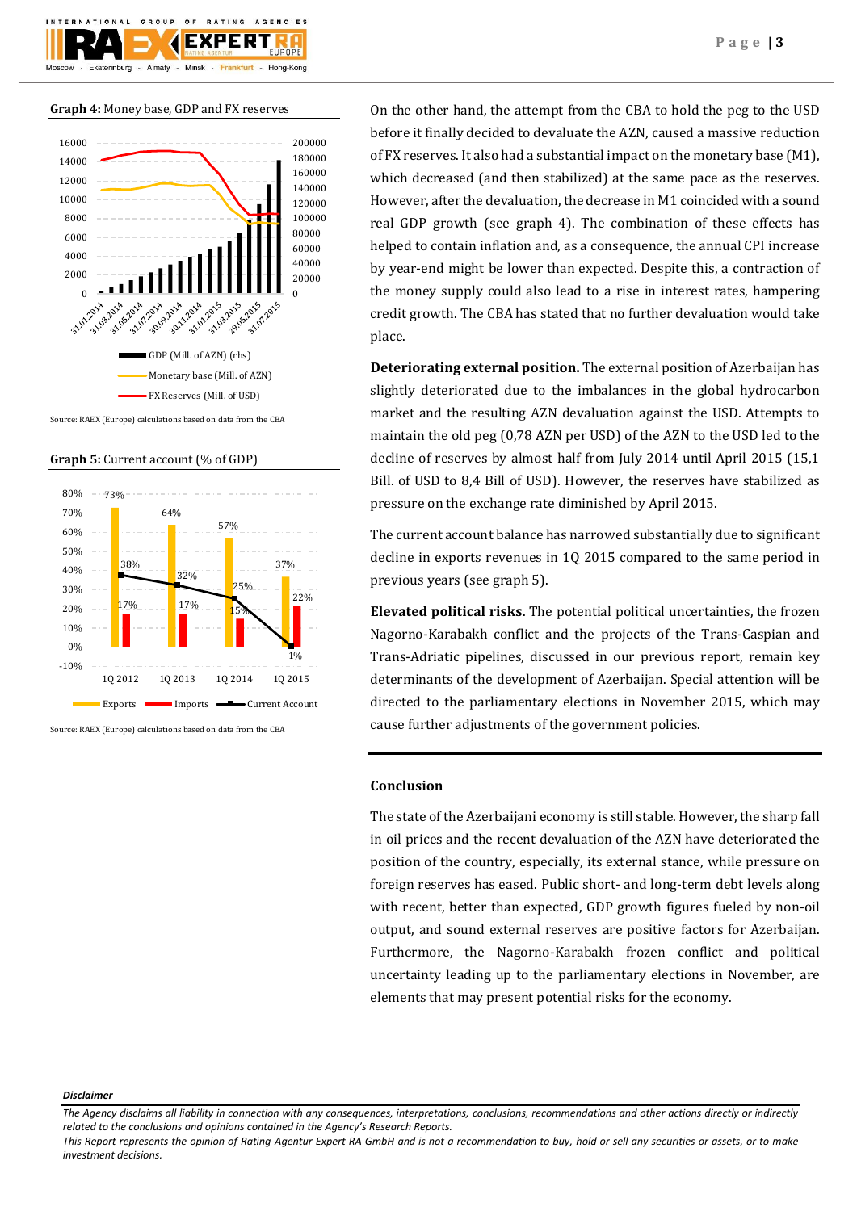**Graph 4:** Money base, GDP and FX reserves

16000
14000
12000
10000
8000
6000
4000
2000
0

200000
180000
160000
140000
120000
100000
80000
60000
40000
20000
0

31.01.2014
31.03.2014
31.05.2014
31.07.2014
30.09.2014
30.11.2014
31.01.2015
31.03.2015
29.05.2015
31.07.2015

GDP (Mill. of AZN) (rhs)
Monetary base (Mill. of AZN)
FX Reserves (Mill. of USD)

Source: RAEX (Europe) calculations based on data from the CBA

**Graph 5:** Current account (% of GDP)

80%
70%
60%
50%
40%
30%
20%
10%
0%
-10%

73%
64%
57%
37%
38%
32%
25%
22%
17%
17%
15%
1%

1Q 2012
1Q 2013
1Q 2014
1Q 2015

Exports
Imports
Current Account

Source: RAEX (Europe) calculations based on data from the CBA

On the other hand, the attempt from the CBA to hold the peg to the USD before it finally decided to devaluate the AZN, caused a massive reduction of FX reserves. It also had a substantial impact on the monetary base (M1), which decreased (and then stabilized) at the same pace as the reserves. However, after the devaluation, the decrease in M1 coincided with a sound real GDP growth (see graph 4). The combination of these effects has helped to contain inflation and, as a consequence, the annual CPI increase by year-end might be lower than expected. Despite this, a contraction of the money supply could also lead to a rise in interest rates, hampering credit growth. The CBA has stated that no further devaluation would take place.

**Deteriorating external position.** The external position of Azerbaijan has slightly deteriorated due to the imbalances in the global hydrocarbon market and the resulting AZN devaluation against the USD. Attempts to maintain the old peg (0,78 AZN per USD) of the AZN to the USD led to the decline of reserves by almost half from July 2014 until April 2015 (15,1 Bill. of USD to 8,4 Bill of USD). However, the reserves have stabilized as pressure on the exchange rate diminished by April 2015.

The current account balance has narrowed substantially due to significant decline in exports revenues in 1Q 2015 compared to the same period in previous years (see graph 5).

**Elevated political risks.** The potential political uncertainties, the frozen Nagorno-Karabakh conflict and the projects of the Trans-Caspian and Trans-Adriatic pipelines, discussed in our previous report, remain key determinants of the development of Azerbaijan. Special attention will be directed to the parliamentary elections in November 2015, which may cause further adjustments of the government policies.

### Conclusion

The state of the Azerbaijani economy is still stable. However, the sharp fall in oil prices and the recent devaluation of the AZN have deteriorated the position of the country, especially, its external stance, while pressure on foreign reserves has eased. Public short- and long-term debt levels along with recent, better than expected, GDP growth figures fueled by non-oil output, and sound external reserves are positive factors for Azerbaijan. Furthermore, the Nagorno-Karabakh frozen conflict and political uncertainty leading up to the parliamentary elections in November, are elements that may present potential risks for the economy.

***Disclaimer***

*The Agency disclaims all liability in connection with any consequences, interpretations, conclusions, recommendations and other actions directly or indirectly related to the conclusions and opinions contained in the Agency's Research Reports.*

*This Report represents the opinion of Rating-Agentur Expert RA GmbH and is not a recommendation to buy, hold or sell any securities or assets, or to make investment decisions.*